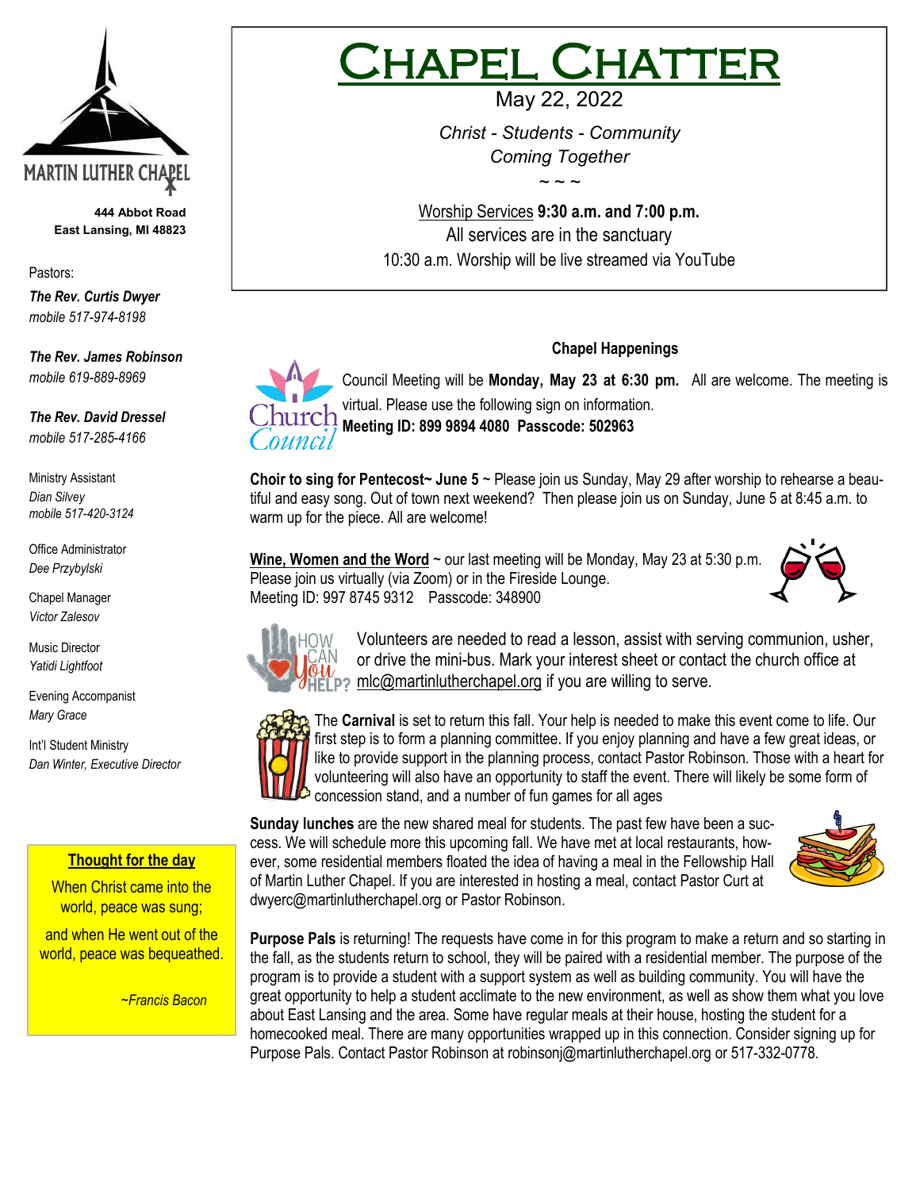# CHAPEL CHATTER

May 22, 2022

*Christ - Students - Community*
*Coming Together*

~ ~ ~

Worship Services **9:30 a.m. and 7:00 p.m.**
All services are in the sanctuary
10:30 a.m. Worship will be live streamed via YouTube

MARTIN LUTHER CHAPEL

**444 Abbot Road**
**East Lansing, MI 48823**

Pastors:

***The Rev. Curtis Dwyer***
*mobile 517-974-8198*

***The Rev. James Robinson***
*mobile 619-889-8969*

***The Rev. David Dressel***
*mobile 517-285-4166*

Ministry Assistant
*Dian Silvey*
*mobile 517-420-3124*

Office Administrator
*Dee Przybylski*

Chapel Manager
*Victor Zalesov*

Music Director
*Yatidi Lightfoot*

Evening Accompanist
*Mary Grace*

Int'l Student Ministry
*Dan Winter, Executive Director*

**Thought for the day**

When Christ came into the world, peace was sung;

and when He went out of the world, peace was bequeathed.

*~Francis Bacon*

## Chapel Happenings

Council Meeting will be **Monday, May 23 at 6:30 pm.** All are welcome. The meeting is virtual. Please use the following sign on information.
**Meeting ID: 899 9894 4080 Passcode: 502963**

**Choir to sing for Pentecost~ June 5** ~ Please join us Sunday, May 29 after worship to rehearse a beautiful and easy song. Out of town next weekend? Then please join us on Sunday, June 5 at 8:45 a.m. to warm up for the piece. All are welcome!

**Wine, Women and the Word** ~ our last meeting will be Monday, May 23 at 5:30 p.m. Please join us virtually (via Zoom) or in the Fireside Lounge.
Meeting ID: 997 8745 9312 Passcode: 348900

Volunteers are needed to read a lesson, assist with serving communion, usher, or drive the mini-bus. Mark your interest sheet or contact the church office at mlc@martinlutherchapel.org if you are willing to serve.

The **Carnival** is set to return this fall. Your help is needed to make this event come to life. Our first step is to form a planning committee. If you enjoy planning and have a few great ideas, or like to provide support in the planning process, contact Pastor Robinson. Those with a heart for volunteering will also have an opportunity to staff the event. There will likely be some form of concession stand, and a number of fun games for all ages

**Sunday lunches** are the new shared meal for students. The past few have been a success. We will schedule more this upcoming fall. We have met at local restaurants, however, some residential members floated the idea of having a meal in the Fellowship Hall of Martin Luther Chapel. If you are interested in hosting a meal, contact Pastor Curt at dwyerc@martinlutherchapel.org or Pastor Robinson.

**Purpose Pals** is returning! The requests have come in for this program to make a return and so starting in the fall, as the students return to school, they will be paired with a residential member. The purpose of the program is to provide a student with a support system as well as building community. You will have the great opportunity to help a student acclimate to the new environment, as well as show them what you love about East Lansing and the area. Some have regular meals at their house, hosting the student for a homecooked meal. There are many opportunities wrapped up in this connection. Consider signing up for Purpose Pals. Contact Pastor Robinson at robinsonj@martinlutherchapel.org or 517-332-0778.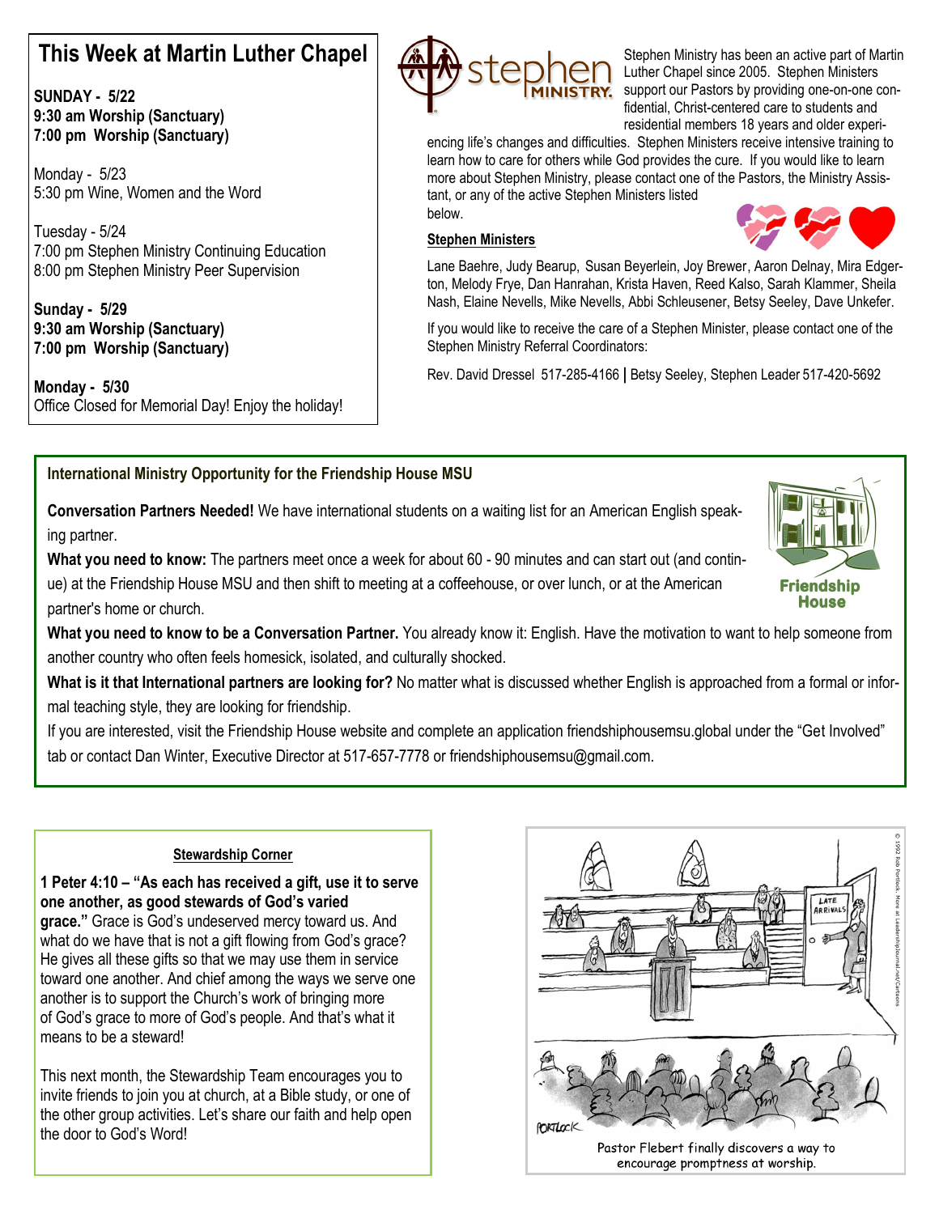## This Week at Martin Luther Chapel

**SUNDAY - 5/22**
**9:30 am Worship (Sanctuary)**
**7:00 pm Worship (Sanctuary)**

Monday - 5/23
5:30 pm Wine, Women and the Word

Tuesday - 5/24
7:00 pm Stephen Ministry Continuing Education
8:00 pm Stephen Ministry Peer Supervision

**Sunday - 5/29**
**9:30 am Worship (Sanctuary)**
**7:00 pm Worship (Sanctuary)**

**Monday - 5/30**
Office Closed for Memorial Day! Enjoy the holiday!

stephen MINISTRY.

Stephen Ministry has been an active part of Martin Luther Chapel since 2005. Stephen Ministers support our Pastors by providing one-on-one confidential, Christ-centered care to students and residential members 18 years and older experiencing life's changes and difficulties. Stephen Ministers receive intensive training to learn how to care for others while God provides the cure. If you would like to learn more about Stephen Ministry, please contact one of the Pastors, the Ministry Assistant, or any of the active Stephen Ministers listed below.

**Stephen Ministers**

Lane Baehre, Judy Bearup, Susan Beyerlein, Joy Brewer, Aaron Delnay, Mira Edgerton, Melody Frye, Dan Hanrahan, Krista Haven, Reed Kalso, Sarah Klammer, Sheila Nash, Elaine Nevells, Mike Nevells, Abbi Schleusener, Betsy Seeley, Dave Unkefer.

If you would like to receive the care of a Stephen Minister, please contact one of the Stephen Ministry Referral Coordinators:

Rev. David Dressel 517-285-4166 | Betsy Seeley, Stephen Leader 517-420-5692

**International Ministry Opportunity for the Friendship House MSU**

Friendship House

**Conversation Partners Needed!** We have international students on a waiting list for an American English speaking partner.

**What you need to know:** The partners meet once a week for about 60 - 90 minutes and can start out (and continue) at the Friendship House MSU and then shift to meeting at a coffeehouse, or over lunch, or at the American partner's home or church.

**What you need to know to be a Conversation Partner.** You already know it: English. Have the motivation to want to help someone from another country who often feels homesick, isolated, and culturally shocked.

**What is it that International partners are looking for?** No matter what is discussed whether English is approached from a formal or informal teaching style, they are looking for friendship.

If you are interested, visit the Friendship House website and complete an application friendshiphousemsu.global under the "Get Involved" tab or contact Dan Winter, Executive Director at 517-657-7778 or friendshiphousemsu@gmail.com.

**Stewardship Corner**

**1 Peter 4:10 – "As each has received a gift, use it to serve one another, as good stewards of God's varied grace."** Grace is God's undeserved mercy toward us. And what do we have that is not a gift flowing from God's grace? He gives all these gifts so that we may use them in service toward one another. And chief among the ways we serve one another is to support the Church's work of bringing more of God's grace to more of God's people. And that's what it means to be a steward!

This next month, the Stewardship Team encourages you to invite friends to join you at church, at a Bible study, or one of the other group activities. Let's share our faith and help open the door to God's Word!

LATE ARRIVALS

PORTLOCK

© 1992 Rob Portlock. More at LeadershipJournal.net/Cartoons

Pastor Flebert finally discovers a way to encourage promptness at worship.